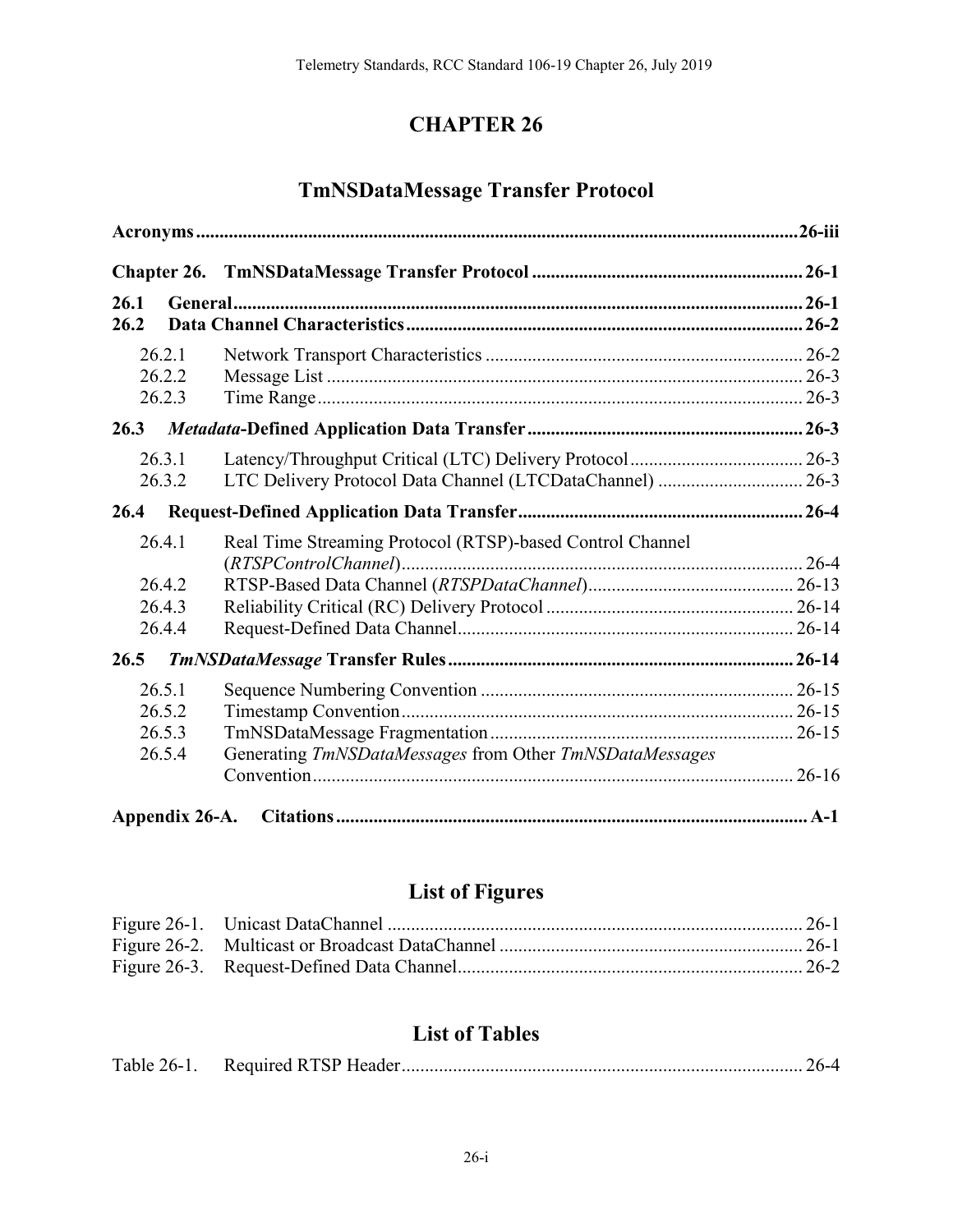# CHAPTER 26

## TmNSDataMessage Transfer Protocol

**Acronyms** ........ **26-iii**

**Chapter 26. TmNSDataMessage Transfer Protocol** ........ **26-1**

**26.1 General** ........ **26-1**
**26.2 Data Channel Characteristics** ........ **26-2**

- 26.2.1 Network Transport Characteristics ........ 26-2
- 26.2.2 Message List ........ 26-3
- 26.2.3 Time Range ........ 26-3

**26.3 *Metadata*-Defined Application Data Transfer** ........ **26-3**

- 26.3.1 Latency/Throughput Critical (LTC) Delivery Protocol ........ 26-3
- 26.3.2 LTC Delivery Protocol Data Channel (LTCDataChannel) ........ 26-3

**26.4 Request-Defined Application Data Transfer** ........ **26-4**

- 26.4.1 Real Time Streaming Protocol (RTSP)-based Control Channel (*RTSPControlChannel*) ........ 26-4
- 26.4.2 RTSP-Based Data Channel (*RTSPDataChannel*) ........ 26-13
- 26.4.3 Reliability Critical (RC) Delivery Protocol ........ 26-14
- 26.4.4 Request-Defined Data Channel ........ 26-14

**26.5 *TmNSDataMessage* Transfer Rules** ........ **26-14**

- 26.5.1 Sequence Numbering Convention ........ 26-15
- 26.5.2 Timestamp Convention ........ 26-15
- 26.5.3 TmNSDataMessage Fragmentation ........ 26-15
- 26.5.4 Generating *TmNSDataMessages* from Other *TmNSDataMessages* Convention ........ 26-16

**Appendix 26-A. Citations** ........ **A-1**

## List of Figures

Figure 26-1. Unicast DataChannel ........ 26-1
Figure 26-2. Multicast or Broadcast DataChannel ........ 26-1
Figure 26-3. Request-Defined Data Channel ........ 26-2

## List of Tables

Table 26-1. Required RTSP Header ........ 26-4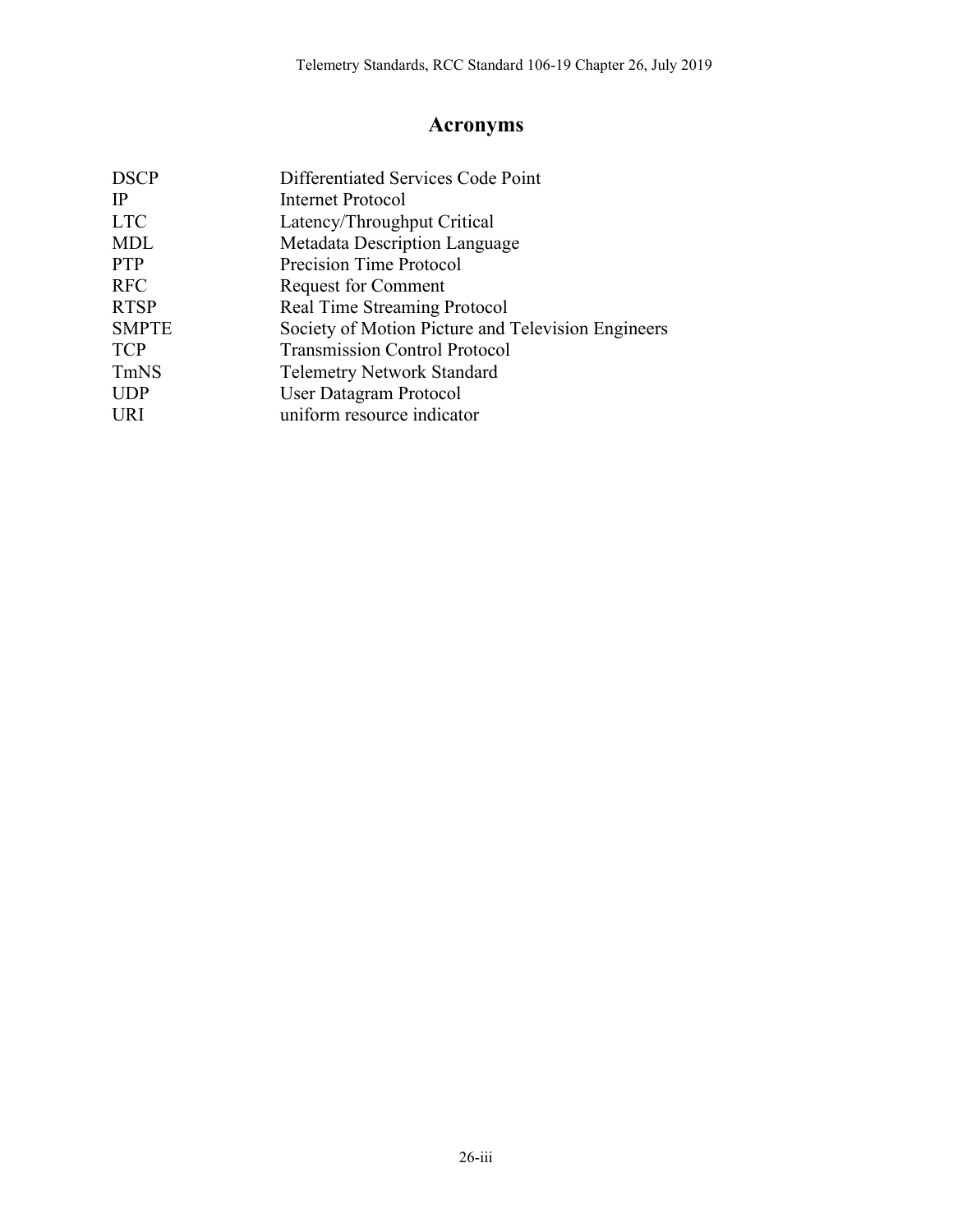# Acronyms

| | |
|---|---|
| DSCP | Differentiated Services Code Point |
| IP | Internet Protocol |
| LTC | Latency/Throughput Critical |
| MDL | Metadata Description Language |
| PTP | Precision Time Protocol |
| RFC | Request for Comment |
| RTSP | Real Time Streaming Protocol |
| SMPTE | Society of Motion Picture and Television Engineers |
| TCP | Transmission Control Protocol |
| TmNS | Telemetry Network Standard |
| UDP | User Datagram Protocol |
| URI | uniform resource indicator |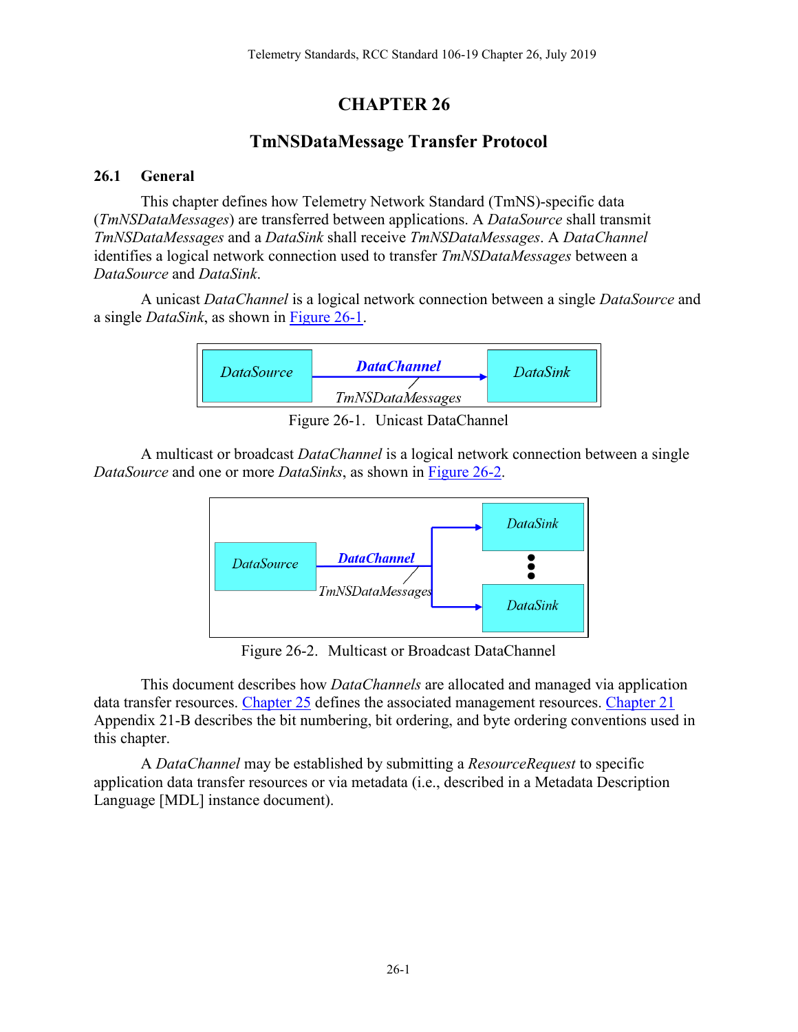# CHAPTER 26

## TmNSDataMessage Transfer Protocol

### 26.1 General

This chapter defines how Telemetry Network Standard (TmNS)-specific data (*TmNSDataMessages*) are transferred between applications. A *DataSource* shall transmit *TmNSDataMessages* and a *DataSink* shall receive *TmNSDataMessages*. A *DataChannel* identifies a logical network connection used to transfer *TmNSDataMessages* between a *DataSource* and *DataSink*.

A unicast *DataChannel* is a logical network connection between a single *DataSource* and a single *DataSink*, as shown in Figure 26-1.

Figure 26-1. Unicast DataChannel

A multicast or broadcast *DataChannel* is a logical network connection between a single *DataSource* and one or more *DataSinks*, as shown in Figure 26-2.

Figure 26-2. Multicast or Broadcast DataChannel

This document describes how *DataChannels* are allocated and managed via application data transfer resources. Chapter 25 defines the associated management resources. Chapter 21 Appendix 21-B describes the bit numbering, bit ordering, and byte ordering conventions used in this chapter.

A *DataChannel* may be established by submitting a *ResourceRequest* to specific application data transfer resources or via metadata (i.e., described in a Metadata Description Language [MDL] instance document).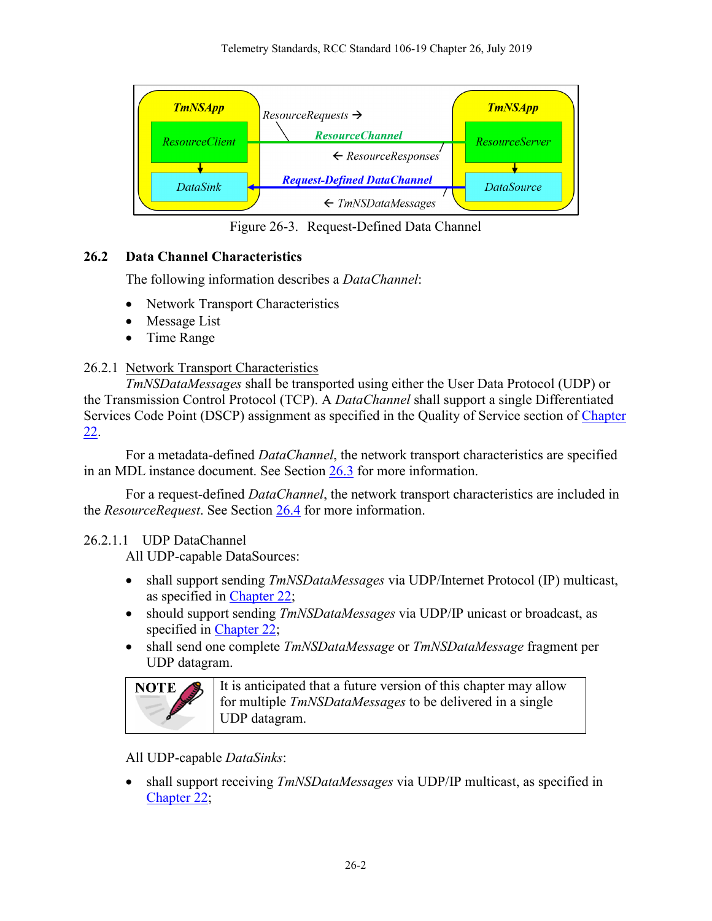Figure 26-3. Request-Defined Data Channel

## 26.2 Data Channel Characteristics

The following information describes a *DataChannel*:

- Network Transport Characteristics
- Message List
- Time Range

### 26.2.1 Network Transport Characteristics

*TmNSDataMessages* shall be transported using either the User Data Protocol (UDP) or the Transmission Control Protocol (TCP). A *DataChannel* shall support a single Differentiated Services Code Point (DSCP) assignment as specified in the Quality of Service section of Chapter 22.

For a metadata-defined *DataChannel*, the network transport characteristics are specified in an MDL instance document. See Section 26.3 for more information.

For a request-defined *DataChannel*, the network transport characteristics are included in the *ResourceRequest*. See Section 26.4 for more information.

#### 26.2.1.1 UDP DataChannel

All UDP-capable DataSources:

- shall support sending *TmNSDataMessages* via UDP/Internet Protocol (IP) multicast, as specified in Chapter 22;
- should support sending *TmNSDataMessages* via UDP/IP unicast or broadcast, as specified in Chapter 22;
- shall send one complete *TmNSDataMessage* or *TmNSDataMessage* fragment per UDP datagram.

| NOTE | It is anticipated that a future version of this chapter may allow for multiple *TmNSDataMessages* to be delivered in a single UDP datagram. |
|---|---|

All UDP-capable *DataSinks*:

- shall support receiving *TmNSDataMessages* via UDP/IP multicast, as specified in Chapter 22;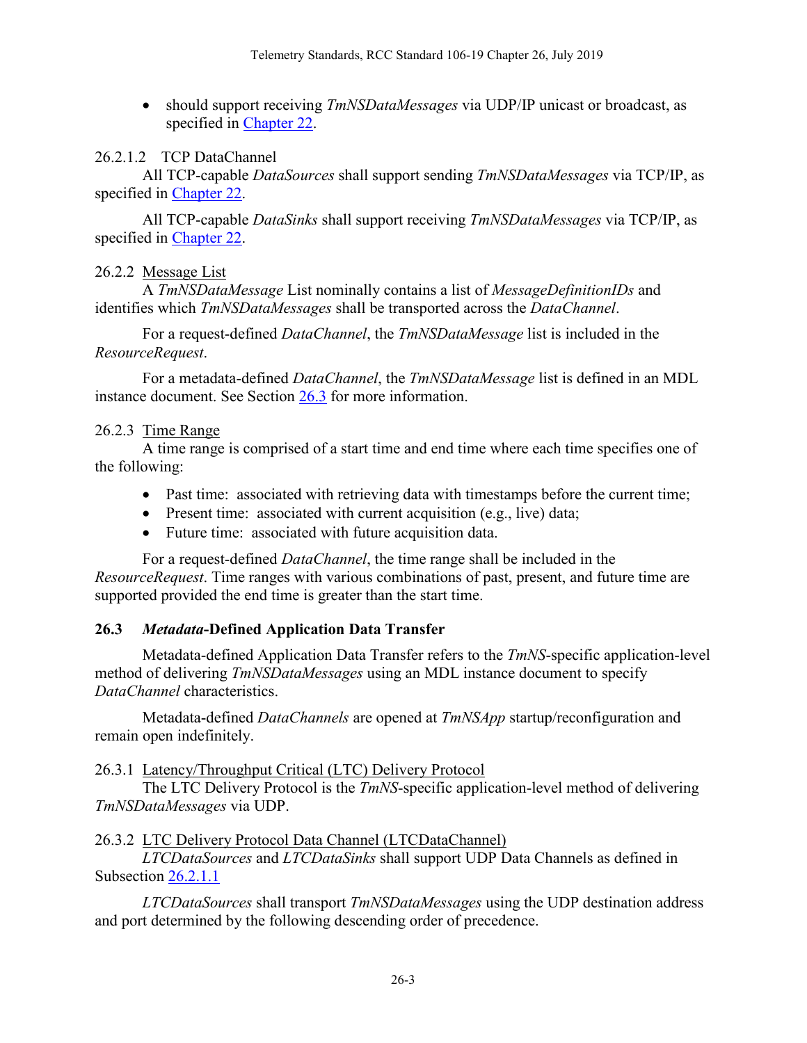- should support receiving *TmNSDataMessages* via UDP/IP unicast or broadcast, as specified in Chapter 22.

#### 26.2.1.2 TCP DataChannel

All TCP-capable *DataSources* shall support sending *TmNSDataMessages* via TCP/IP, as specified in Chapter 22.

All TCP-capable *DataSinks* shall support receiving *TmNSDataMessages* via TCP/IP, as specified in Chapter 22.

### 26.2.2 Message List

A *TmNSDataMessage* List nominally contains a list of *MessageDefinitionIDs* and identifies which *TmNSDataMessages* shall be transported across the *DataChannel*.

For a request-defined *DataChannel*, the *TmNSDataMessage* list is included in the *ResourceRequest*.

For a metadata-defined *DataChannel*, the *TmNSDataMessage* list is defined in an MDL instance document. See Section 26.3 for more information.

### 26.2.3 Time Range

A time range is comprised of a start time and end time where each time specifies one of the following:

- Past time: associated with retrieving data with timestamps before the current time;
- Present time: associated with current acquisition (e.g., live) data;
- Future time: associated with future acquisition data.

For a request-defined *DataChannel*, the time range shall be included in the *ResourceRequest*. Time ranges with various combinations of past, present, and future time are supported provided the end time is greater than the start time.

## 26.3 *Metadata*-Defined Application Data Transfer

Metadata-defined Application Data Transfer refers to the *TmNS*-specific application-level method of delivering *TmNSDataMessages* using an MDL instance document to specify *DataChannel* characteristics.

Metadata-defined *DataChannels* are opened at *TmNSApp* startup/reconfiguration and remain open indefinitely.

### 26.3.1 Latency/Throughput Critical (LTC) Delivery Protocol

The LTC Delivery Protocol is the *TmNS*-specific application-level method of delivering *TmNSDataMessages* via UDP.

### 26.3.2 LTC Delivery Protocol Data Channel (LTCDataChannel)

*LTCDataSources* and *LTCDataSinks* shall support UDP Data Channels as defined in Subsection 26.2.1.1

*LTCDataSources* shall transport *TmNSDataMessages* using the UDP destination address and port determined by the following descending order of precedence.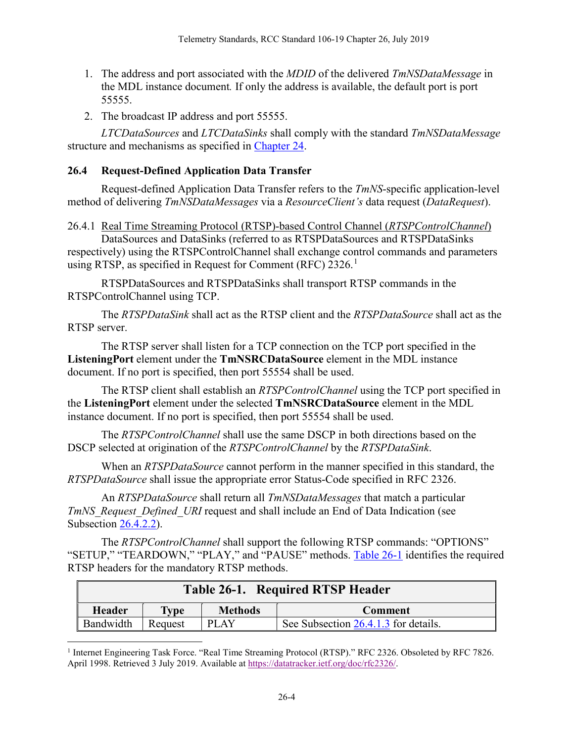1. The address and port associated with the *MDID* of the delivered *TmNSDataMessage* in the MDL instance document*.* If only the address is available, the default port is port 55555.
2. The broadcast IP address and port 55555.

*LTCDataSources* and *LTCDataSinks* shall comply with the standard *TmNSDataMessage* structure and mechanisms as specified in Chapter 24.

## 26.4 Request-Defined Application Data Transfer

Request-defined Application Data Transfer refers to the *TmNS*-specific application-level method of delivering *TmNSDataMessages* via a *ResourceClient's* data request (*DataRequest*).

### 26.4.1 Real Time Streaming Protocol (RTSP)-based Control Channel (*RTSPControlChannel*)

DataSources and DataSinks (referred to as RTSPDataSources and RTSPDataSinks respectively) using the RTSPControlChannel shall exchange control commands and parameters using RTSP, as specified in Request for Comment (RFC) 2326.[1]

RTSPDataSources and RTSPDataSinks shall transport RTSP commands in the RTSPControlChannel using TCP.

The *RTSPDataSink* shall act as the RTSP client and the *RTSPDataSource* shall act as the RTSP server.

The RTSP server shall listen for a TCP connection on the TCP port specified in the **ListeningPort** element under the **TmNSRCDataSource** element in the MDL instance document. If no port is specified, then port 55554 shall be used.

The RTSP client shall establish an *RTSPControlChannel* using the TCP port specified in the **ListeningPort** element under the selected **TmNSRCDataSource** element in the MDL instance document. If no port is specified, then port 55554 shall be used.

The *RTSPControlChannel* shall use the same DSCP in both directions based on the DSCP selected at origination of the *RTSPControlChannel* by the *RTSPDataSink*.

When an *RTSPDataSource* cannot perform in the manner specified in this standard, the *RTSPDataSource* shall issue the appropriate error Status-Code specified in RFC 2326.

An *RTSPDataSource* shall return all *TmNSDataMessages* that match a particular *TmNS_Request_Defined_URI* request and shall include an End of Data Indication (see Subsection 26.4.2.2).

The *RTSPControlChannel* shall support the following RTSP commands: "OPTIONS" "SETUP," "TEARDOWN," "PLAY," and "PAUSE" methods. Table 26-1 identifies the required RTSP headers for the mandatory RTSP methods.

**Table 26-1. Required RTSP Header**

| Header | Type | Methods | Comment |
|---|---|---|---|
| Bandwidth | Request | PLAY | See Subsection 26.4.1.3 for details. |

[1] Internet Engineering Task Force. "Real Time Streaming Protocol (RTSP)." RFC 2326. Obsoleted by RFC 7826. April 1998. Retrieved 3 July 2019. Available at https://datatracker.ietf.org/doc/rfc2326/.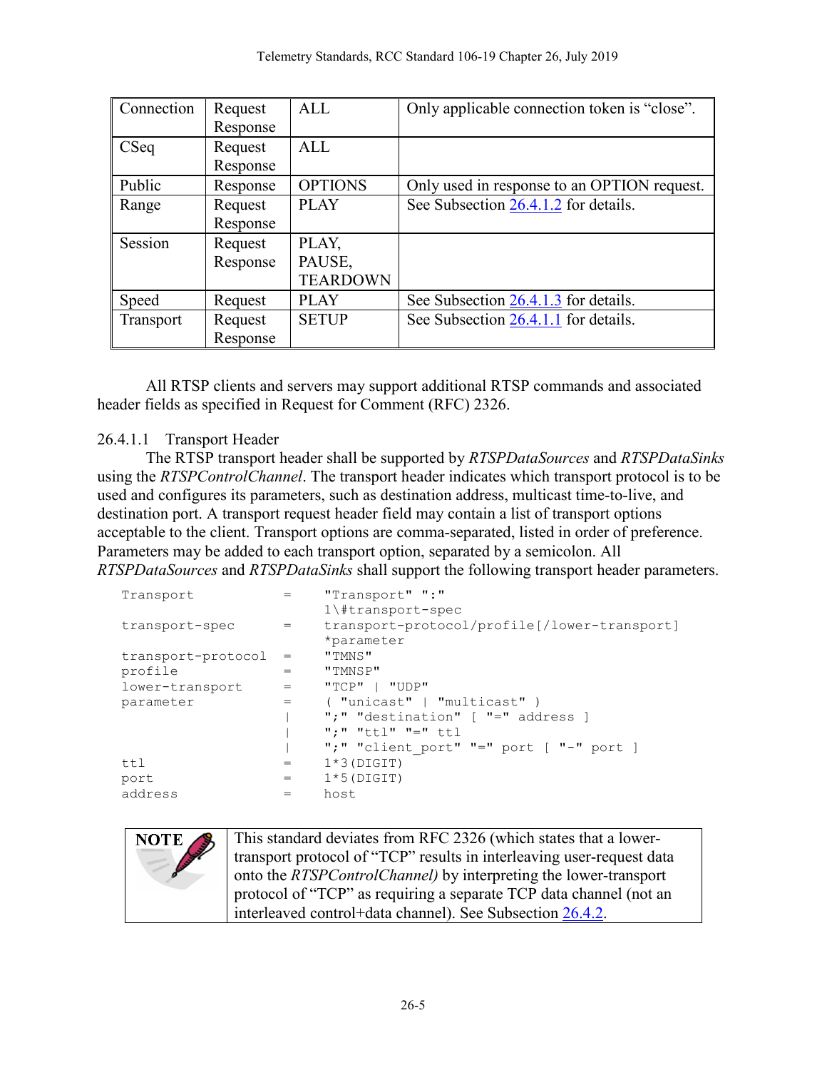| Connection | Request Response | ALL | Only applicable connection token is "close". |
|---|---|---|---|
| CSeq | Request Response | ALL | |
| Public | Response | OPTIONS | Only used in response to an OPTION request. |
| Range | Request Response | PLAY | See Subsection 26.4.1.2 for details. |
| Session | Request Response | PLAY, PAUSE, TEARDOWN | |
| Speed | Request | PLAY | See Subsection 26.4.1.3 for details. |
| Transport | Request Response | SETUP | See Subsection 26.4.1.1 for details. |

All RTSP clients and servers may support additional RTSP commands and associated header fields as specified in Request for Comment (RFC) 2326.

#### 26.4.1.1 Transport Header

The RTSP transport header shall be supported by *RTSPDataSources* and *RTSPDataSinks* using the *RTSPControlChannel*. The transport header indicates which transport protocol is to be used and configures its parameters, such as destination address, multicast time-to-live, and destination port. A transport request header field may contain a list of transport options acceptable to the client. Transport options are comma-separated, listed in order of preference. Parameters may be added to each transport option, separated by a semicolon. All *RTSPDataSources* and *RTSPDataSinks* shall support the following transport header parameters.

```
Transport            =    "Transport" ":"
                          1\#transport-spec
transport-spec       =    transport-protocol/profile[/lower-transport]
                          *parameter
transport-protocol   =    "TMNS"
profile              =    "TMNSP"
lower-transport      =    "TCP" | "UDP"
parameter            =    ( "unicast" | "multicast" )
                     |    ";" "destination" [ "=" address ]
                     |    ";" "ttl" "=" ttl
                     |    ";" "client_port" "=" port [ "-" port ]
ttl                  =    1*3(DIGIT)
port                 =    1*5(DIGIT)
address              =    host
```

> **NOTE**
> This standard deviates from RFC 2326 (which states that a lower-transport protocol of "TCP" results in interleaving user-request data onto the *RTSPControlChannel)* by interpreting the lower-transport protocol of "TCP" as requiring a separate TCP data channel (not an interleaved control+data channel). See Subsection 26.4.2.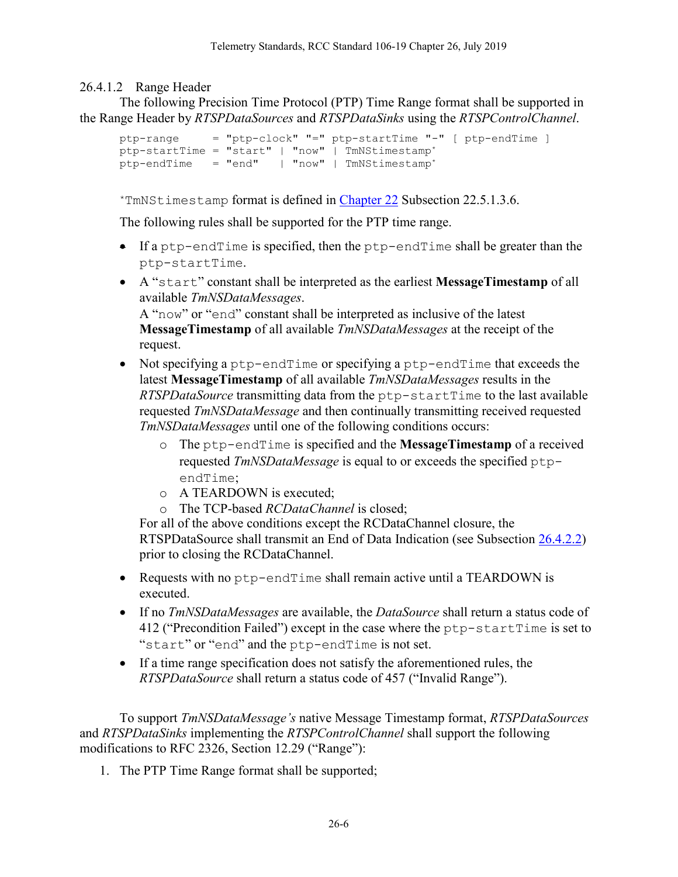#### 26.4.1.2 Range Header

The following Precision Time Protocol (PTP) Time Range format shall be supported in the Range Header by *RTSPDataSources* and *RTSPDataSinks* using the *RTSPControlChannel*.

```
ptp-range     = "ptp-clock" "=" ptp-startTime "-" [ ptp-endTime ]
ptp-startTime = "start" | "now" | TmNStimestamp*
ptp-endTime   = "end"   | "now" | TmNStimestamp*
```

*`TmNStimestamp` format is defined in Chapter 22 Subsection 22.5.1.3.6.

The following rules shall be supported for the PTP time range.

- If a `ptp-endTime` is specified, then the `ptp-endTime` shall be greater than the `ptp-startTime`.
- A "`start`" constant shall be interpreted as the earliest **MessageTimestamp** of all available *TmNSDataMessages*.
  A "`now`" or "`end`" constant shall be interpreted as inclusive of the latest **MessageTimestamp** of all available *TmNSDataMessages* at the receipt of the request.
- Not specifying a `ptp-endTime` or specifying a `ptp-endTime` that exceeds the latest **MessageTimestamp** of all available *TmNSDataMessages* results in the *RTSPDataSource* transmitting data from the `ptp-startTime` to the last available requested *TmNSDataMessage* and then continually transmitting received requested *TmNSDataMessages* until one of the following conditions occurs:
  - The `ptp-endTime` is specified and the **MessageTimestamp** of a received requested *TmNSDataMessage* is equal to or exceeds the specified `ptp-endTime`;
  - A TEARDOWN is executed;
  - The TCP-based *RCDataChannel* is closed;

  For all of the above conditions except the RCDataChannel closure, the RTSPDataSource shall transmit an End of Data Indication (see Subsection 26.4.2.2) prior to closing the RCDataChannel.
- Requests with no `ptp-endTime` shall remain active until a TEARDOWN is executed.
- If no *TmNSDataMessages* are available, the *DataSource* shall return a status code of 412 ("Precondition Failed") except in the case where the `ptp-startTime` is set to "`start`" or "`end`" and the `ptp-endTime` is not set.
- If a time range specification does not satisfy the aforementioned rules, the *RTSPDataSource* shall return a status code of 457 ("Invalid Range").

To support *TmNSDataMessage's* native Message Timestamp format, *RTSPDataSources* and *RTSPDataSinks* implementing the *RTSPControlChannel* shall support the following modifications to RFC 2326, Section 12.29 ("Range"):

1. The PTP Time Range format shall be supported;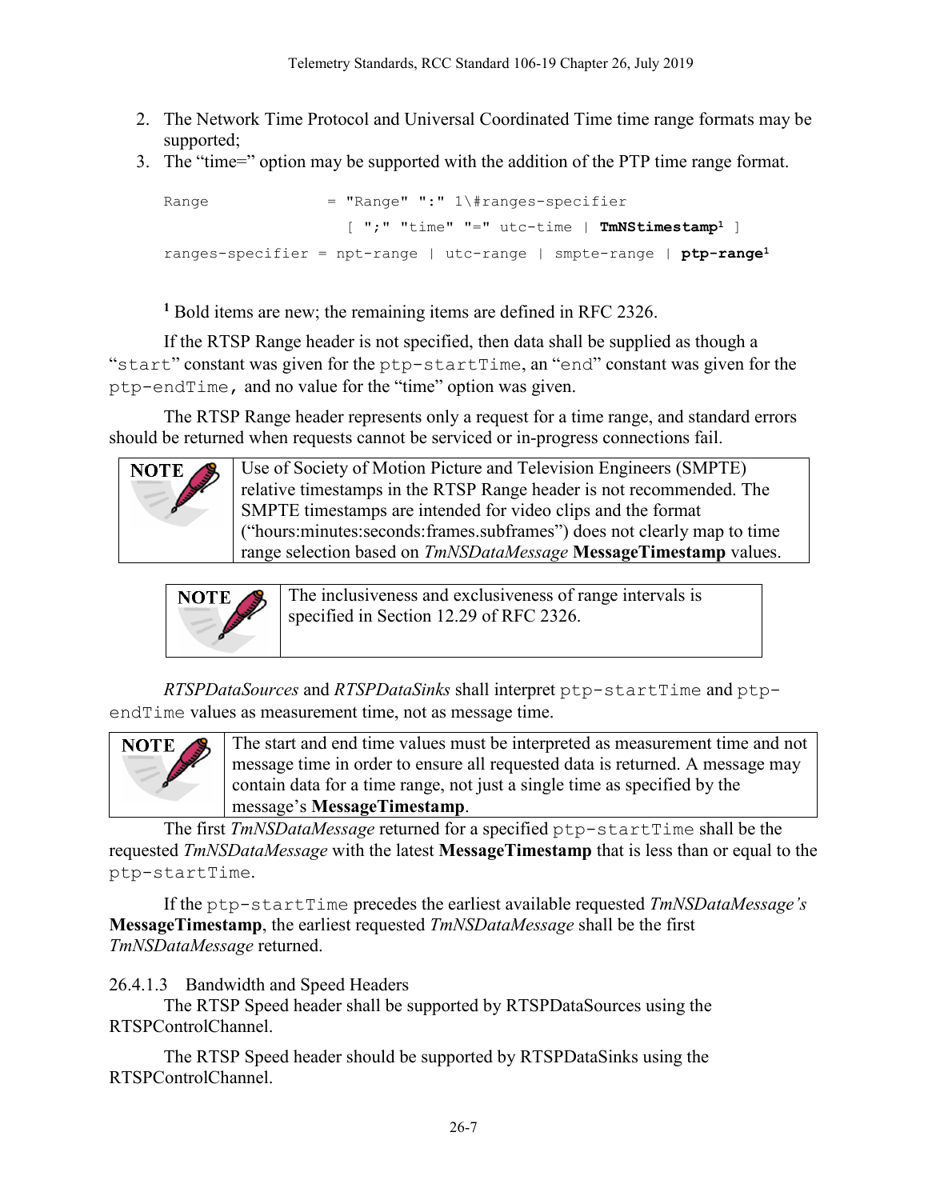2. The Network Time Protocol and Universal Coordinated Time time range formats may be supported;
3. The "time=" option may be supported with the addition of the PTP time range format.

```
Range              = "Range" ":" 1\#ranges-specifier
                       [ ";" "time" "=" utc-time | TmNStimestamp1 ]
ranges-specifier = npt-range | utc-range | smpte-range | ptp-range1
```

[1] Bold items are new; the remaining items are defined in RFC 2326.

If the RTSP Range header is not specified, then data shall be supplied as though a "`start`" constant was given for the `ptp-startTime`, an "`end`" constant was given for the `ptp-endTime`, and no value for the "time" option was given.

The RTSP Range header represents only a request for a time range, and standard errors should be returned when requests cannot be serviced or in-progress connections fail.

| NOTE | Use of Society of Motion Picture and Television Engineers (SMPTE) relative timestamps in the RTSP Range header is not recommended. The SMPTE timestamps are intended for video clips and the format ("hours:minutes:seconds:frames.subframes") does not clearly map to time range selection based on *TmNSDataMessage* **MessageTimestamp** values. |
|---|---|

| NOTE | The inclusiveness and exclusiveness of range intervals is specified in Section 12.29 of RFC 2326. |
|---|---|

*RTSPDataSources* and *RTSPDataSinks* shall interpret `ptp-startTime` and `ptp-endTime` values as measurement time, not as message time.

| NOTE | The start and end time values must be interpreted as measurement time and not message time in order to ensure all requested data is returned. A message may contain data for a time range, not just a single time as specified by the message's **MessageTimestamp**. |
|---|---|

The first *TmNSDataMessage* returned for a specified `ptp-startTime` shall be the requested *TmNSDataMessage* with the latest **MessageTimestamp** that is less than or equal to the `ptp-startTime`.

If the `ptp-startTime` precedes the earliest available requested *TmNSDataMessage's* **MessageTimestamp**, the earliest requested *TmNSDataMessage* shall be the first *TmNSDataMessage* returned.

#### 26.4.1.3 Bandwidth and Speed Headers

The RTSP Speed header shall be supported by RTSPDataSources using the RTSPControlChannel.

The RTSP Speed header should be supported by RTSPDataSinks using the RTSPControlChannel.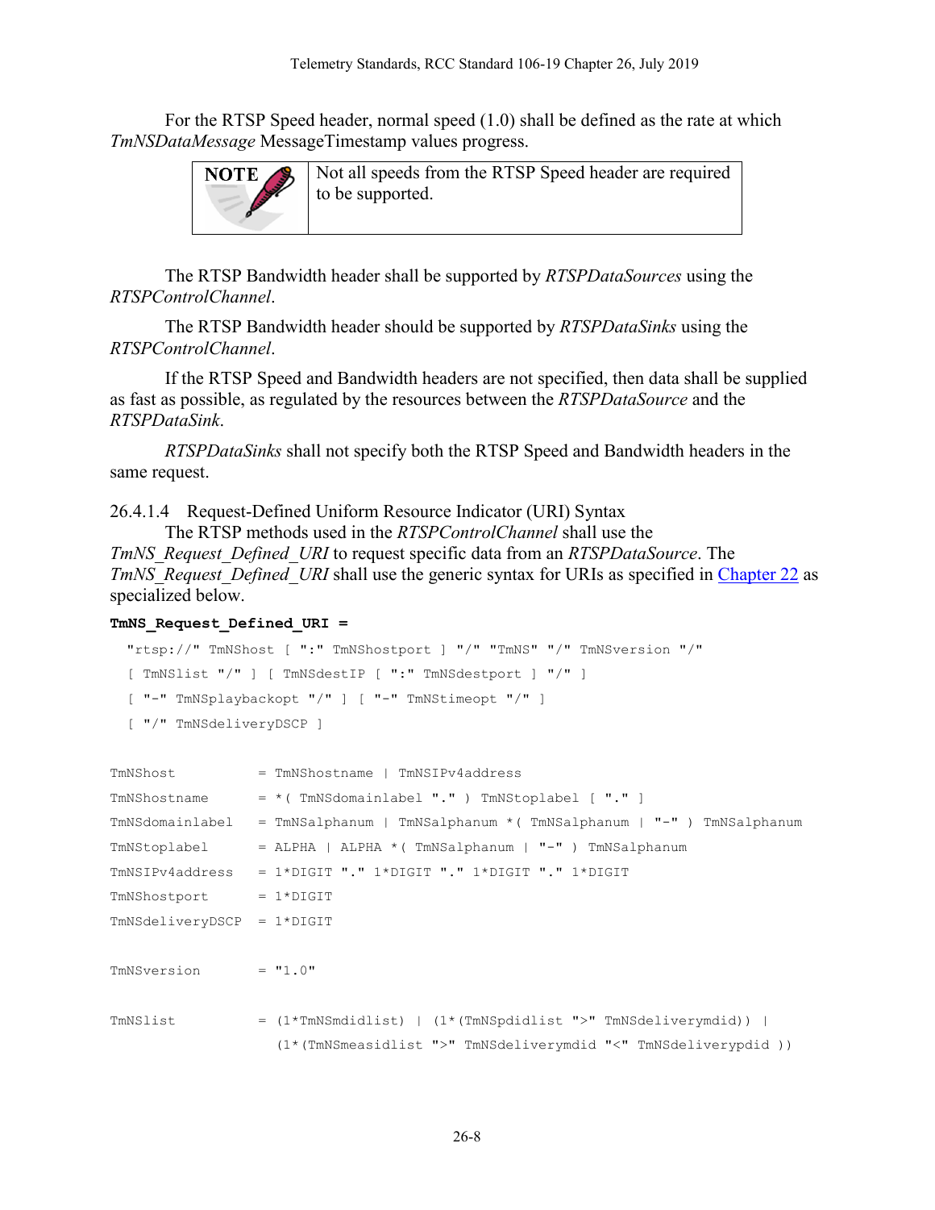For the RTSP Speed header, normal speed (1.0) shall be defined as the rate at which *TmNSDataMessage* MessageTimestamp values progress.

| NOTE | Not all speeds from the RTSP Speed header are required to be supported. |
|---|---|

The RTSP Bandwidth header shall be supported by *RTSPDataSources* using the *RTSPControlChannel*.

The RTSP Bandwidth header should be supported by *RTSPDataSinks* using the *RTSPControlChannel*.

If the RTSP Speed and Bandwidth headers are not specified, then data shall be supplied as fast as possible, as regulated by the resources between the *RTSPDataSource* and the *RTSPDataSink*.

*RTSPDataSinks* shall not specify both the RTSP Speed and Bandwidth headers in the same request.

#### 26.4.1.4 Request-Defined Uniform Resource Indicator (URI) Syntax

The RTSP methods used in the *RTSPControlChannel* shall use the *TmNS_Request_Defined_URI* to request specific data from an *RTSPDataSource*. The *TmNS_Request_Defined_URI* shall use the generic syntax for URIs as specified in Chapter 22 as specialized below.

**TmNS_Request_Defined_URI =**

```
  "rtsp://" TmNShost [ ":" TmNShostport ] "/" "TmNS" "/" TmNSversion "/"
  [ TmNSlist "/" ] [ TmNSdestIP [ ":" TmNSdestport ] "/" ]
  [ "-" TmNSplaybackopt "/" ] [ "-" TmNStimeopt "/" ]
  [ "/" TmNSdeliveryDSCP ]

TmNShost          = TmNShostname | TmNSIPv4address
TmNShostname      = *( TmNSdomainlabel "." ) TmNStoplabel [ "." ]
TmNSdomainlabel   = TmNSalphanum | TmNSalphanum *( TmNSalphanum | "-" ) TmNSalphanum
TmNStoplabel      = ALPHA | ALPHA *( TmNSalphanum | "-" ) TmNSalphanum
TmNSIPv4address   = 1*DIGIT "." 1*DIGIT "." 1*DIGIT "." 1*DIGIT
TmNShostport      = 1*DIGIT
TmNSdeliveryDSCP  = 1*DIGIT

TmNSversion       = "1.0"

TmNSlist          = (1*TmNSmdidlist) | (1*(TmNSpdidlist ">" TmNSdeliverymdid)) |
                    (1*(TmNSmeasidlist ">" TmNSdeliverymdid "<" TmNSdeliverypdid ))
```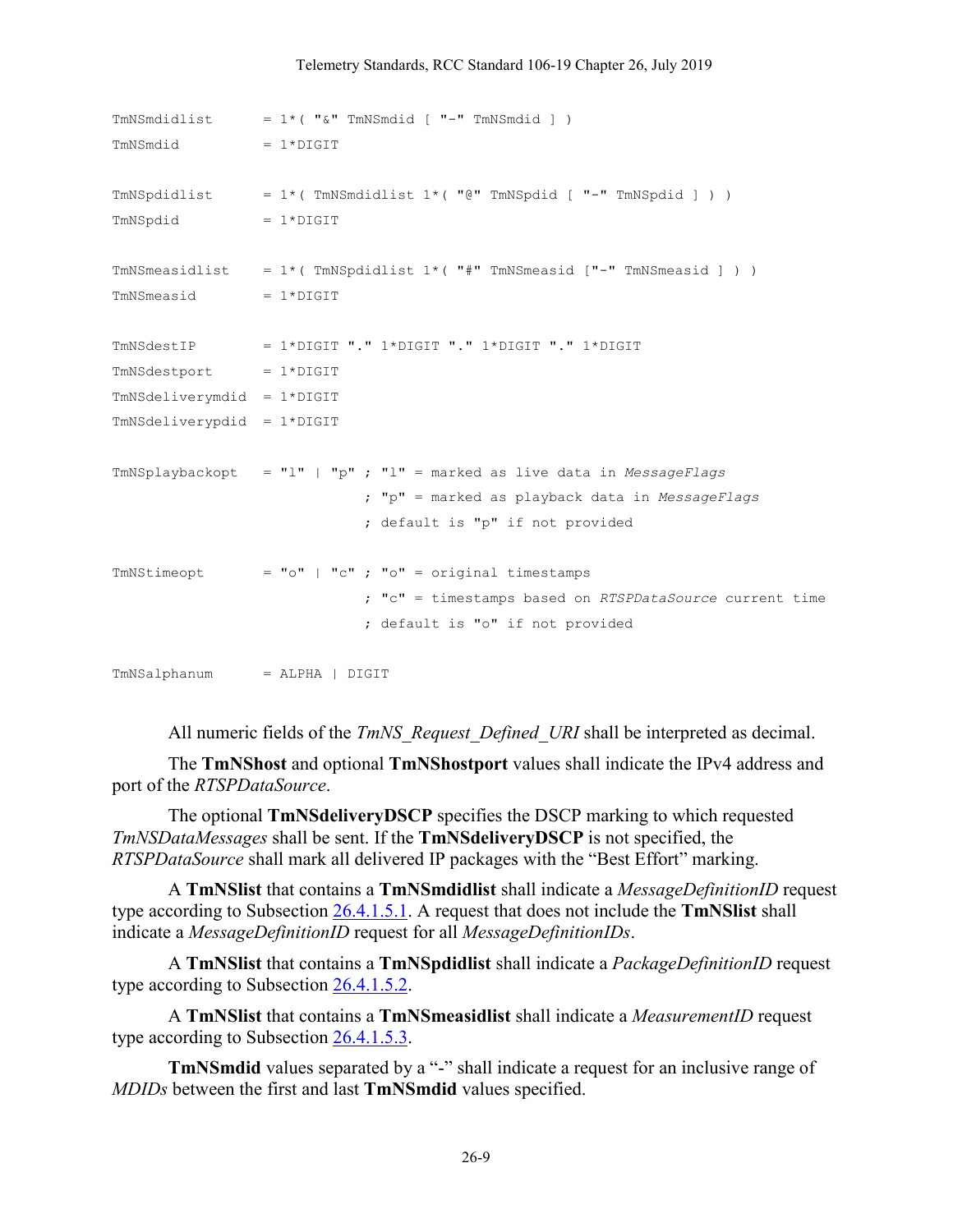```
TmNSmdidlist      = 1*( "&" TmNSmdid [ "-" TmNSmdid ] )
TmNSmdid          = 1*DIGIT

TmNSpdidlist      = 1*( TmNSmdidlist 1*( "@" TmNSpdid [ "-" TmNSpdid ] ) )
TmNSpdid          = 1*DIGIT

TmNSmeasidlist    = 1*( TmNSpdidlist 1*( "#" TmNSmeasid ["-" TmNSmeasid ] ) )
TmNSmeasid        = 1*DIGIT

TmNSdestIP        = 1*DIGIT "." 1*DIGIT "." 1*DIGIT "." 1*DIGIT
TmNSdestport      = 1*DIGIT
TmNSdeliverymdid  = 1*DIGIT
TmNSdeliverypdid  = 1*DIGIT

TmNSplaybackopt   = "l" | "p" ; "l" = marked as live data in MessageFlags
                              ; "p" = marked as playback data in MessageFlags
                              ; default is "p" if not provided

TmNStimeopt       = "o" | "c" ; "o" = original timestamps
                              ; "c" = timestamps based on RTSPDataSource current time
                              ; default is "o" if not provided

TmNSalphanum      = ALPHA | DIGIT
```

All numeric fields of the *TmNS_Request_Defined_URI* shall be interpreted as decimal.

The **TmNShost** and optional **TmNShostport** values shall indicate the IPv4 address and port of the *RTSPDataSource*.

The optional **TmNSdeliveryDSCP** specifies the DSCP marking to which requested *TmNSDataMessages* shall be sent. If the **TmNSdeliveryDSCP** is not specified, the *RTSPDataSource* shall mark all delivered IP packages with the "Best Effort" marking.

A **TmNSlist** that contains a **TmNSmdidlist** shall indicate a *MessageDefinitionID* request type according to Subsection 26.4.1.5.1. A request that does not include the **TmNSlist** shall indicate a *MessageDefinitionID* request for all *MessageDefinitionIDs*.

A **TmNSlist** that contains a **TmNSpdidlist** shall indicate a *PackageDefinitionID* request type according to Subsection 26.4.1.5.2.

A **TmNSlist** that contains a **TmNSmeasidlist** shall indicate a *MeasurementID* request type according to Subsection 26.4.1.5.3.

**TmNSmdid** values separated by a "-" shall indicate a request for an inclusive range of *MDIDs* between the first and last **TmNSmdid** values specified.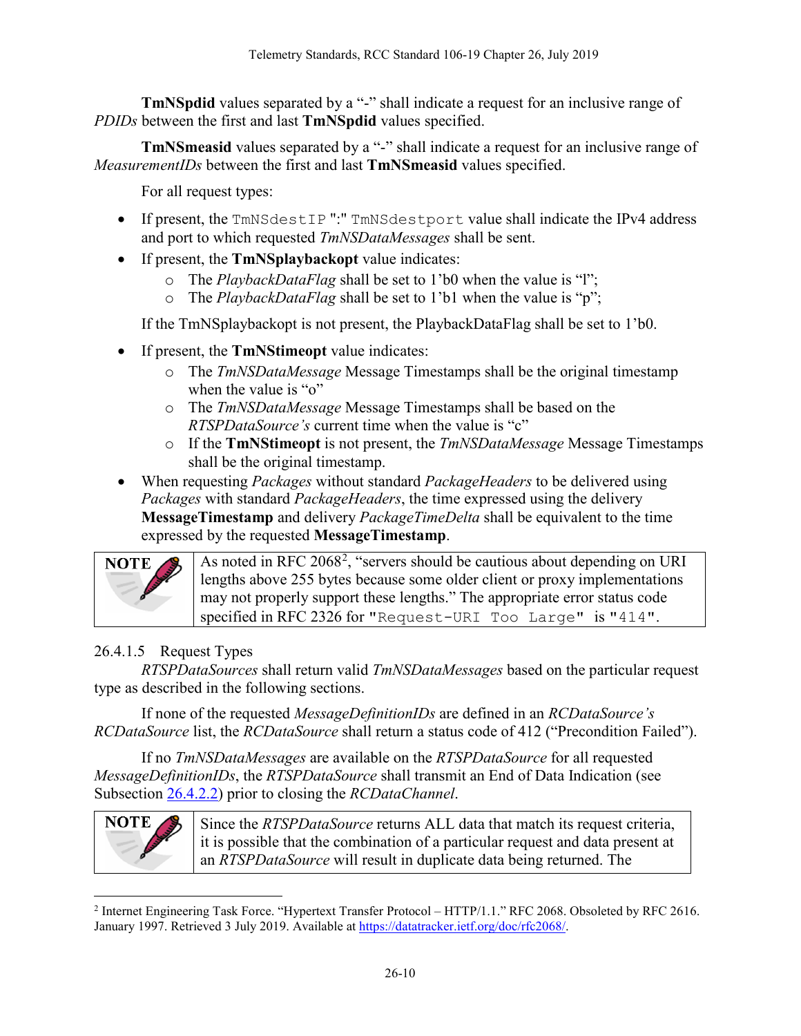**TmNSpdid** values separated by a "-" shall indicate a request for an inclusive range of *PDIDs* between the first and last **TmNSpdid** values specified.

**TmNSmeasid** values separated by a "-" shall indicate a request for an inclusive range of *MeasurementIDs* between the first and last **TmNSmeasid** values specified.

For all request types:

- If present, the `TmNSdestIP` ":" `TmNSdestport` value shall indicate the IPv4 address and port to which requested *TmNSDataMessages* shall be sent.
- If present, the **TmNSplaybackopt** value indicates:
  - The *PlaybackDataFlag* shall be set to 1'b0 when the value is "l";
  - The *PlaybackDataFlag* shall be set to 1'b1 when the value is "p";

  If the TmNSplaybackopt is not present, the PlaybackDataFlag shall be set to 1'b0.
- If present, the **TmNStimeopt** value indicates:
  - The *TmNSDataMessage* Message Timestamps shall be the original timestamp when the value is "o"
  - The *TmNSDataMessage* Message Timestamps shall be based on the *RTSPDataSource's* current time when the value is "c"
  - If the **TmNStimeopt** is not present, the *TmNSDataMessage* Message Timestamps shall be the original timestamp.
- When requesting *Packages* without standard *PackageHeaders* to be delivered using *Packages* with standard *PackageHeaders*, the time expressed using the delivery **MessageTimestamp** and delivery *PackageTimeDelta* shall be equivalent to the time expressed by the requested **MessageTimestamp**.

| NOTE | As noted in RFC 2068[2], "servers should be cautious about depending on URI lengths above 255 bytes because some older client or proxy implementations may not properly support these lengths." The appropriate error status code specified in RFC 2326 for `"Request-URI Too Large"` is `"414"`. |
|---|---|

#### 26.4.1.5 Request Types

*RTSPDataSources* shall return valid *TmNSDataMessages* based on the particular request type as described in the following sections.

If none of the requested *MessageDefinitionIDs* are defined in an *RCDataSource's RCDataSource* list, the *RCDataSource* shall return a status code of 412 ("Precondition Failed").

If no *TmNSDataMessages* are available on the *RTSPDataSource* for all requested *MessageDefinitionIDs*, the *RTSPDataSource* shall transmit an End of Data Indication (see Subsection 26.4.2.2) prior to closing the *RCDataChannel*.

| NOTE | Since the *RTSPDataSource* returns ALL data that match its request criteria, it is possible that the combination of a particular request and data present at an *RTSPDataSource* will result in duplicate data being returned. The |
|---|---|

[2] Internet Engineering Task Force. "Hypertext Transfer Protocol – HTTP/1.1." RFC 2068. Obsoleted by RFC 2616. January 1997. Retrieved 3 July 2019. Available at https://datatracker.ietf.org/doc/rfc2068/.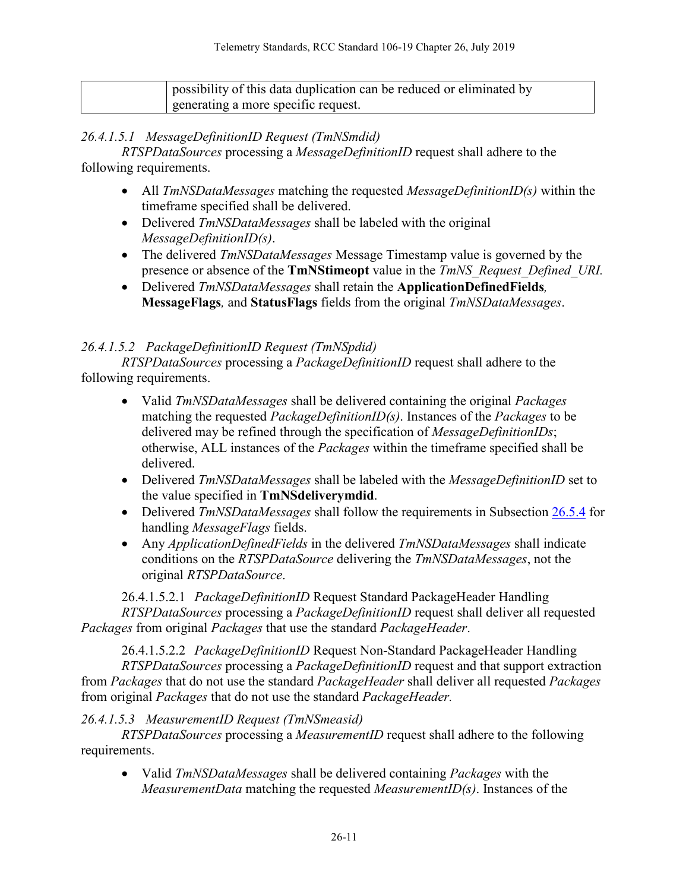| | possibility of this data duplication can be reduced or eliminated by generating a more specific request. |
|---|---|

#### *26.4.1.5.1 MessageDefinitionID Request (TmNSmdid)*

*RTSPDataSources* processing a *MessageDefinitionID* request shall adhere to the following requirements.

- All *TmNSDataMessages* matching the requested *MessageDefinitionID(s)* within the timeframe specified shall be delivered.
- Delivered *TmNSDataMessages* shall be labeled with the original *MessageDefinitionID(s)*.
- The delivered *TmNSDataMessages* Message Timestamp value is governed by the presence or absence of the **TmNStimeopt** value in the *TmNS_Request_Defined_URI.*
- Delivered *TmNSDataMessages* shall retain the **ApplicationDefinedFields***,* **MessageFlags***,* and **StatusFlags** fields from the original *TmNSDataMessages*.

#### *26.4.1.5.2 PackageDefinitionID Request (TmNSpdid)*

*RTSPDataSources* processing a *PackageDefinitionID* request shall adhere to the following requirements.

- Valid *TmNSDataMessages* shall be delivered containing the original *Packages* matching the requested *PackageDefinitionID(s)*. Instances of the *Packages* to be delivered may be refined through the specification of *MessageDefinitionIDs*; otherwise, ALL instances of the *Packages* within the timeframe specified shall be delivered.
- Delivered *TmNSDataMessages* shall be labeled with the *MessageDefinitionID* set to the value specified in **TmNSdeliverymdid**.
- Delivered *TmNSDataMessages* shall follow the requirements in Subsection 26.5.4 for handling *MessageFlags* fields.
- Any *ApplicationDefinedFields* in the delivered *TmNSDataMessages* shall indicate conditions on the *RTSPDataSource* delivering the *TmNSDataMessages*, not the original *RTSPDataSource*.

##### 26.4.1.5.2.1 *PackageDefinitionID* Request Standard PackageHeader Handling

*RTSPDataSources* processing a *PackageDefinitionID* request shall deliver all requested *Packages* from original *Packages* that use the standard *PackageHeader*.

##### 26.4.1.5.2.2 *PackageDefinitionID* Request Non-Standard PackageHeader Handling

*RTSPDataSources* processing a *PackageDefinitionID* request and that support extraction from *Packages* that do not use the standard *PackageHeader* shall deliver all requested *Packages* from original *Packages* that do not use the standard *PackageHeader.*

#### *26.4.1.5.3 MeasurementID Request (TmNSmeasid)*

*RTSPDataSources* processing a *MeasurementID* request shall adhere to the following requirements.

- Valid *TmNSDataMessages* shall be delivered containing *Packages* with the *MeasurementData* matching the requested *MeasurementID(s)*. Instances of the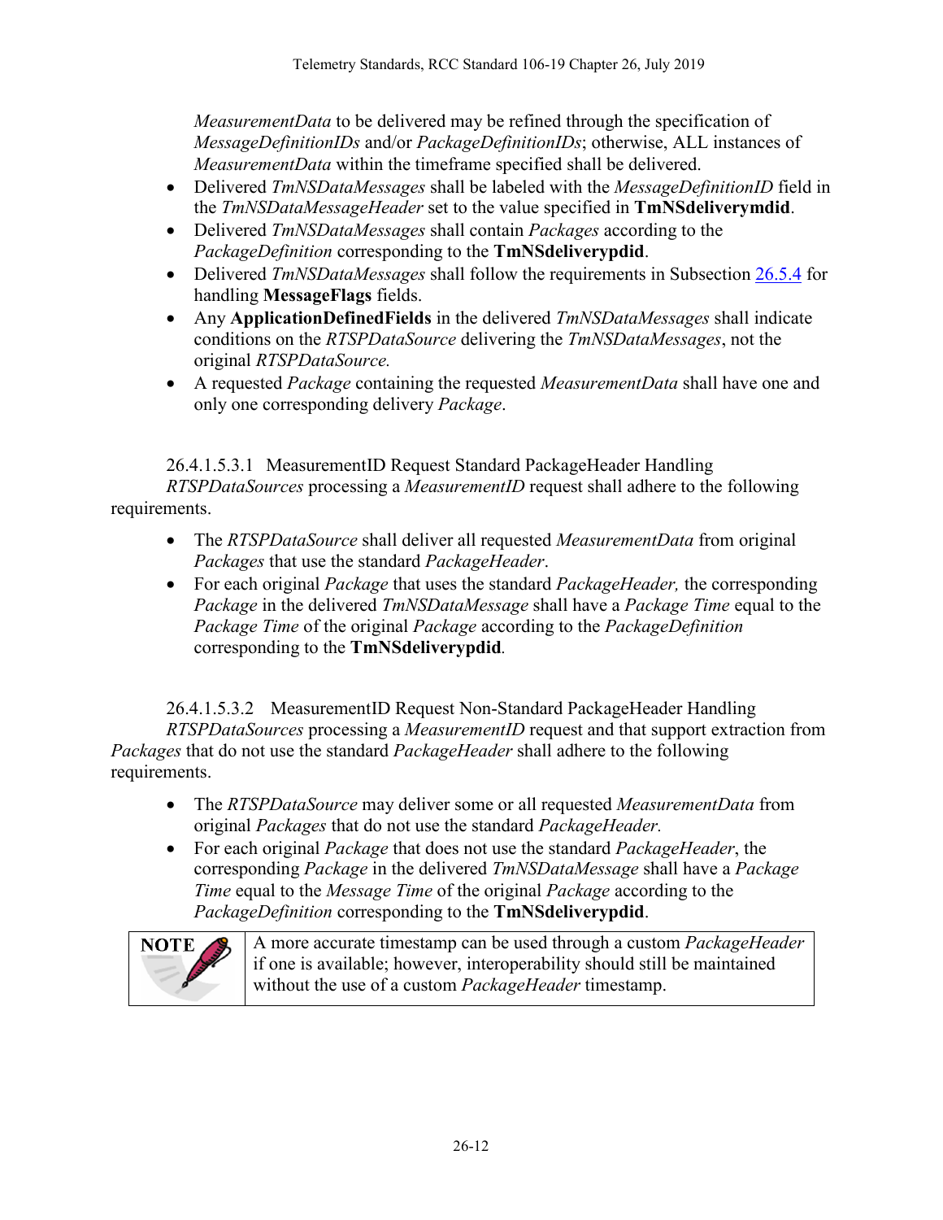*MeasurementData* to be delivered may be refined through the specification of *MessageDefinitionIDs* and/or *PackageDefinitionIDs*; otherwise, ALL instances of *MeasurementData* within the timeframe specified shall be delivered.

- Delivered *TmNSDataMessages* shall be labeled with the *MessageDefinitionID* field in the *TmNSDataMessageHeader* set to the value specified in **TmNSdeliverymdid**.
- Delivered *TmNSDataMessages* shall contain *Packages* according to the *PackageDefinition* corresponding to the **TmNSdeliverypdid**.
- Delivered *TmNSDataMessages* shall follow the requirements in Subsection 26.5.4 for handling **MessageFlags** fields.
- Any **ApplicationDefinedFields** in the delivered *TmNSDataMessages* shall indicate conditions on the *RTSPDataSource* delivering the *TmNSDataMessages*, not the original *RTSPDataSource.*
- A requested *Package* containing the requested *MeasurementData* shall have one and only one corresponding delivery *Package*.

###### 26.4.1.5.3.1 MeasurementID Request Standard PackageHeader Handling

*RTSPDataSources* processing a *MeasurementID* request shall adhere to the following requirements.

- The *RTSPDataSource* shall deliver all requested *MeasurementData* from original *Packages* that use the standard *PackageHeader*.
- For each original *Package* that uses the standard *PackageHeader,* the corresponding *Package* in the delivered *TmNSDataMessage* shall have a *Package Time* equal to the *Package Time* of the original *Package* according to the *PackageDefinition* corresponding to the **TmNSdeliverypdid**.

###### 26.4.1.5.3.2 MeasurementID Request Non-Standard PackageHeader Handling

*RTSPDataSources* processing a *MeasurementID* request and that support extraction from *Packages* that do not use the standard *PackageHeader* shall adhere to the following requirements.

- The *RTSPDataSource* may deliver some or all requested *MeasurementData* from original *Packages* that do not use the standard *PackageHeader.*
- For each original *Package* that does not use the standard *PackageHeader*, the corresponding *Package* in the delivered *TmNSDataMessage* shall have a *Package Time* equal to the *Message Time* of the original *Package* according to the *PackageDefinition* corresponding to the **TmNSdeliverypdid**.

| NOTE | A more accurate timestamp can be used through a custom *PackageHeader* if one is available; however, interoperability should still be maintained without the use of a custom *PackageHeader* timestamp. |
|---|---|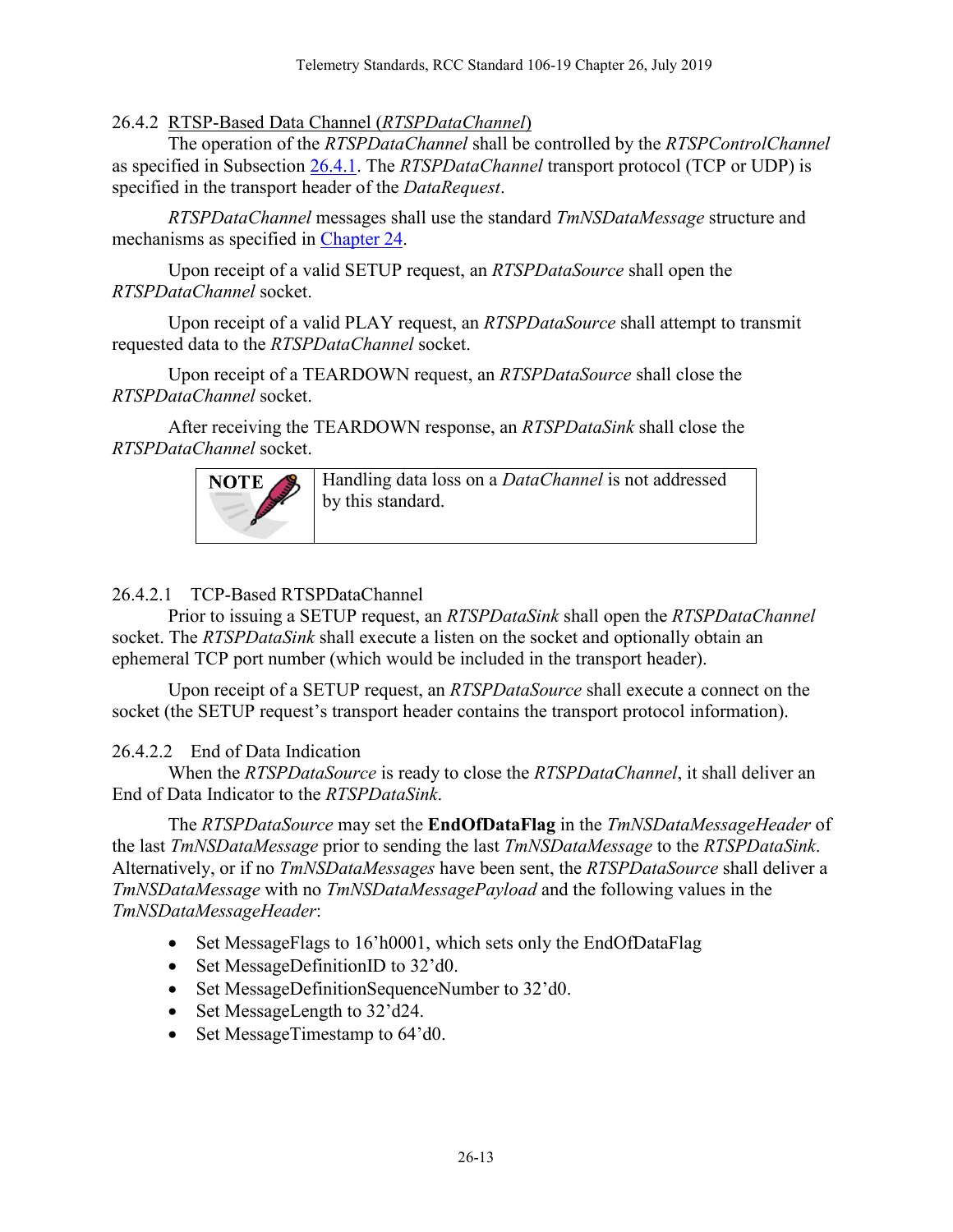### 26.4.2 RTSP-Based Data Channel (*RTSPDataChannel*)

The operation of the *RTSPDataChannel* shall be controlled by the *RTSPControlChannel* as specified in Subsection 26.4.1. The *RTSPDataChannel* transport protocol (TCP or UDP) is specified in the transport header of the *DataRequest*.

*RTSPDataChannel* messages shall use the standard *TmNSDataMessage* structure and mechanisms as specified in Chapter 24.

Upon receipt of a valid SETUP request, an *RTSPDataSource* shall open the *RTSPDataChannel* socket.

Upon receipt of a valid PLAY request, an *RTSPDataSource* shall attempt to transmit requested data to the *RTSPDataChannel* socket.

Upon receipt of a TEARDOWN request, an *RTSPDataSource* shall close the *RTSPDataChannel* socket.

After receiving the TEARDOWN response, an *RTSPDataSink* shall close the *RTSPDataChannel* socket.

| NOTE | Handling data loss on a *DataChannel* is not addressed by this standard. |
|---|---|

#### 26.4.2.1 TCP-Based RTSPDataChannel

Prior to issuing a SETUP request, an *RTSPDataSink* shall open the *RTSPDataChannel* socket. The *RTSPDataSink* shall execute a listen on the socket and optionally obtain an ephemeral TCP port number (which would be included in the transport header).

Upon receipt of a SETUP request, an *RTSPDataSource* shall execute a connect on the socket (the SETUP request's transport header contains the transport protocol information).

#### 26.4.2.2 End of Data Indication

When the *RTSPDataSource* is ready to close the *RTSPDataChannel*, it shall deliver an End of Data Indicator to the *RTSPDataSink*.

The *RTSPDataSource* may set the **EndOfDataFlag** in the *TmNSDataMessageHeader* of the last *TmNSDataMessage* prior to sending the last *TmNSDataMessage* to the *RTSPDataSink*. Alternatively, or if no *TmNSDataMessages* have been sent, the *RTSPDataSource* shall deliver a *TmNSDataMessage* with no *TmNSDataMessagePayload* and the following values in the *TmNSDataMessageHeader*:

- Set MessageFlags to 16'h0001, which sets only the EndOfDataFlag
- Set MessageDefinitionID to 32'd0.
- Set MessageDefinitionSequenceNumber to 32'd0.
- Set MessageLength to 32'd24.
- Set MessageTimestamp to 64'd0.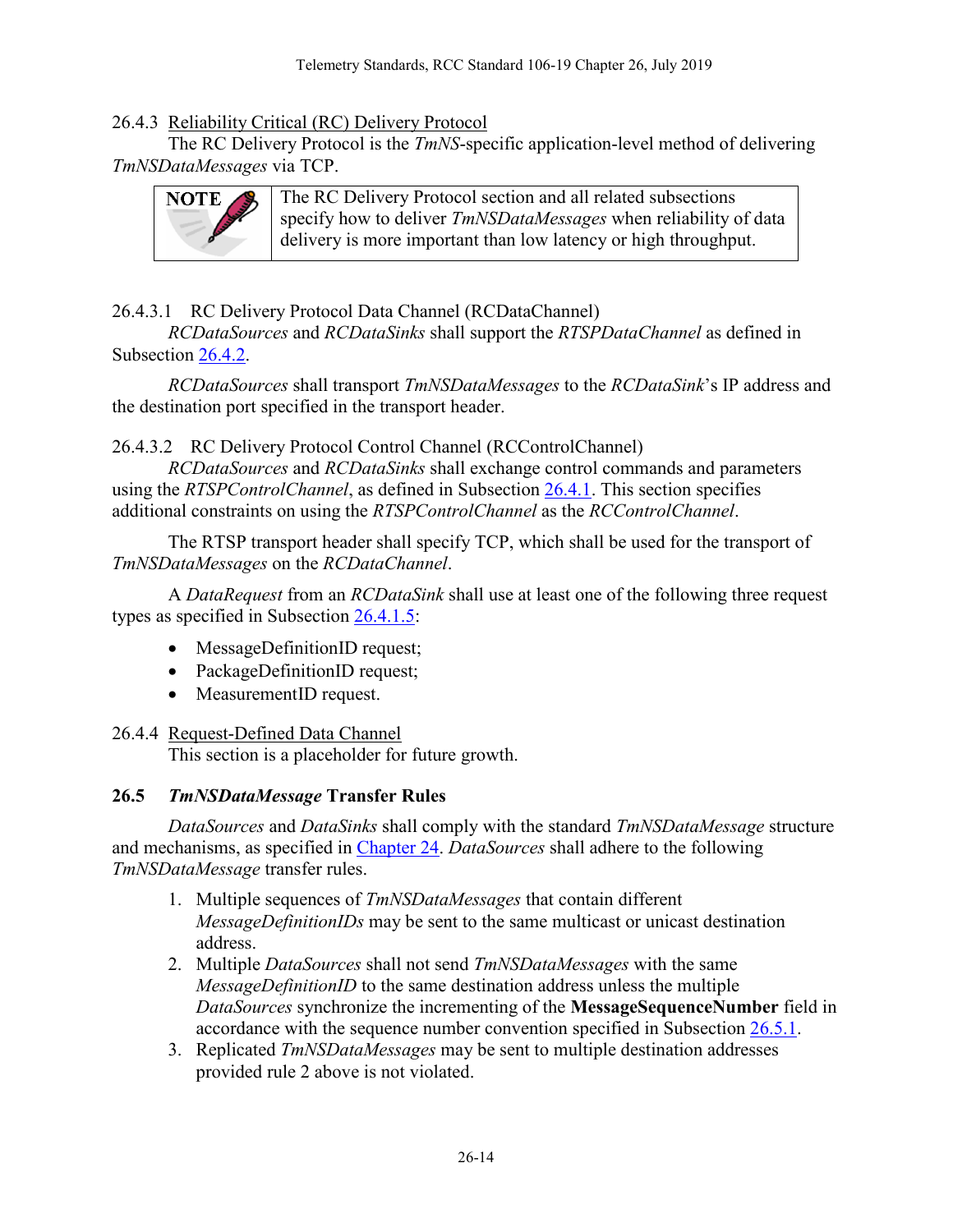### 26.4.3 Reliability Critical (RC) Delivery Protocol

The RC Delivery Protocol is the *TmNS*-specific application-level method of delivering *TmNSDataMessages* via TCP.

| NOTE | The RC Delivery Protocol section and all related subsections specify how to deliver *TmNSDataMessages* when reliability of data delivery is more important than low latency or high throughput. |
|---|---|

#### 26.4.3.1 RC Delivery Protocol Data Channel (RCDataChannel)

*RCDataSources* and *RCDataSinks* shall support the *RTSPDataChannel* as defined in Subsection 26.4.2.

*RCDataSources* shall transport *TmNSDataMessages* to the *RCDataSink*'s IP address and the destination port specified in the transport header.

#### 26.4.3.2 RC Delivery Protocol Control Channel (RCControlChannel)

*RCDataSources* and *RCDataSinks* shall exchange control commands and parameters using the *RTSPControlChannel*, as defined in Subsection 26.4.1. This section specifies additional constraints on using the *RTSPControlChannel* as the *RCControlChannel*.

The RTSP transport header shall specify TCP, which shall be used for the transport of *TmNSDataMessages* on the *RCDataChannel*.

A *DataRequest* from an *RCDataSink* shall use at least one of the following three request types as specified in Subsection 26.4.1.5:

- MessageDefinitionID request;
- PackageDefinitionID request;
- MeasurementID request.

### 26.4.4 Request-Defined Data Channel

This section is a placeholder for future growth.

## 26.5 *TmNSDataMessage* Transfer Rules

*DataSources* and *DataSinks* shall comply with the standard *TmNSDataMessage* structure and mechanisms, as specified in Chapter 24. *DataSources* shall adhere to the following *TmNSDataMessage* transfer rules.

1. Multiple sequences of *TmNSDataMessages* that contain different *MessageDefinitionIDs* may be sent to the same multicast or unicast destination address.
2. Multiple *DataSources* shall not send *TmNSDataMessages* with the same *MessageDefinitionID* to the same destination address unless the multiple *DataSources* synchronize the incrementing of the **MessageSequenceNumber** field in accordance with the sequence number convention specified in Subsection 26.5.1.
3. Replicated *TmNSDataMessages* may be sent to multiple destination addresses provided rule 2 above is not violated.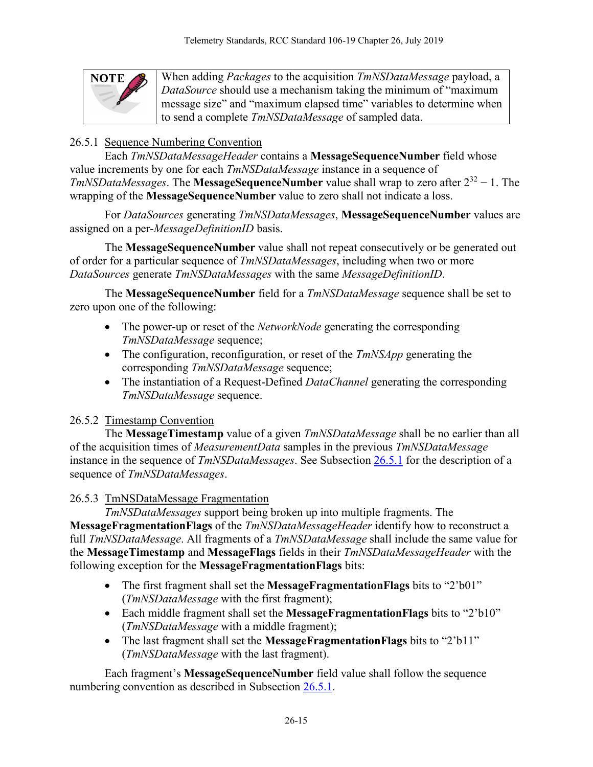> **NOTE** When adding *Packages* to the acquisition *TmNSDataMessage* payload, a *DataSource* should use a mechanism taking the minimum of "maximum message size" and "maximum elapsed time" variables to determine when to send a complete *TmNSDataMessage* of sampled data.

### 26.5.1 Sequence Numbering Convention

Each *TmNSDataMessageHeader* contains a **MessageSequenceNumber** field whose value increments by one for each *TmNSDataMessage* instance in a sequence of *TmNSDataMessages*. The **MessageSequenceNumber** value shall wrap to zero after $2^{32} - 1$. The wrapping of the **MessageSequenceNumber** value to zero shall not indicate a loss.

For *DataSources* generating *TmNSDataMessages*, **MessageSequenceNumber** values are assigned on a per-*MessageDefinitionID* basis.

The **MessageSequenceNumber** value shall not repeat consecutively or be generated out of order for a particular sequence of *TmNSDataMessages*, including when two or more *DataSources* generate *TmNSDataMessages* with the same *MessageDefinitionID*.

The **MessageSequenceNumber** field for a *TmNSDataMessage* sequence shall be set to zero upon one of the following:

- The power-up or reset of the *NetworkNode* generating the corresponding *TmNSDataMessage* sequence;
- The configuration, reconfiguration, or reset of the *TmNSApp* generating the corresponding *TmNSDataMessage* sequence;
- The instantiation of a Request-Defined *DataChannel* generating the corresponding *TmNSDataMessage* sequence.

### 26.5.2 Timestamp Convention

The **MessageTimestamp** value of a given *TmNSDataMessage* shall be no earlier than all of the acquisition times of *MeasurementData* samples in the previous *TmNSDataMessage* instance in the sequence of *TmNSDataMessages*. See Subsection 26.5.1 for the description of a sequence of *TmNSDataMessages*.

### 26.5.3 TmNSDataMessage Fragmentation

*TmNSDataMessages* support being broken up into multiple fragments. The **MessageFragmentationFlags** of the *TmNSDataMessageHeader* identify how to reconstruct a full *TmNSDataMessage*. All fragments of a *TmNSDataMessage* shall include the same value for the **MessageTimestamp** and **MessageFlags** fields in their *TmNSDataMessageHeader* with the following exception for the **MessageFragmentationFlags** bits:

- The first fragment shall set the **MessageFragmentationFlags** bits to "2'b01" (*TmNSDataMessage* with the first fragment);
- Each middle fragment shall set the **MessageFragmentationFlags** bits to "2'b10" (*TmNSDataMessage* with a middle fragment);
- The last fragment shall set the **MessageFragmentationFlags** bits to "2'b11" (*TmNSDataMessage* with the last fragment).

Each fragment's **MessageSequenceNumber** field value shall follow the sequence numbering convention as described in Subsection 26.5.1.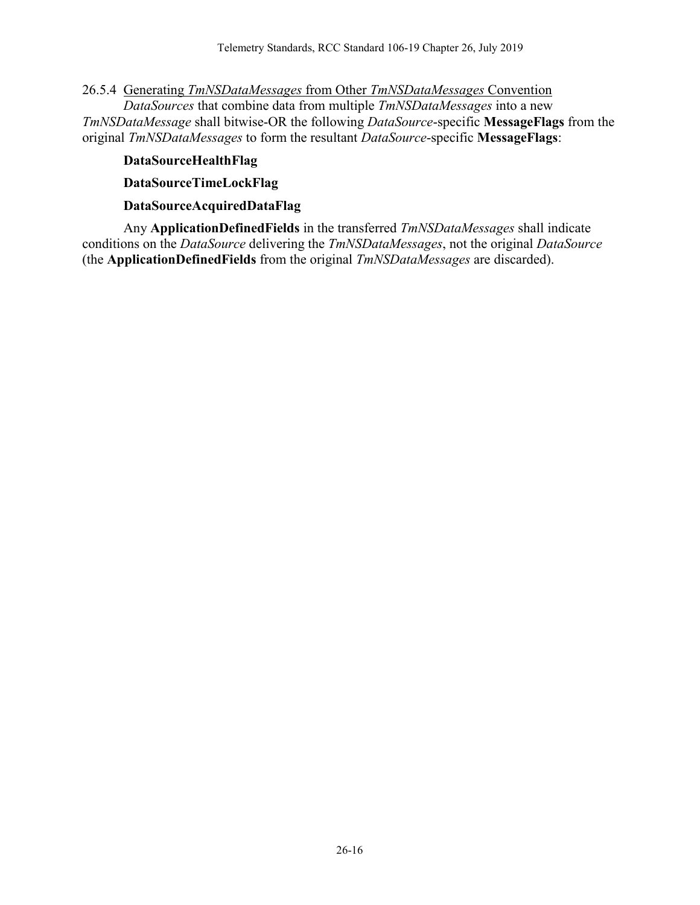### 26.5.4 Generating *TmNSDataMessages* from Other *TmNSDataMessages* Convention

*DataSources* that combine data from multiple *TmNSDataMessages* into a new *TmNSDataMessage* shall bitwise-OR the following *DataSource*-specific **MessageFlags** from the original *TmNSDataMessages* to form the resultant *DataSource*-specific **MessageFlags**:

**DataSourceHealthFlag**

**DataSourceTimeLockFlag**

**DataSourceAcquiredDataFlag**

Any **ApplicationDefinedFields** in the transferred *TmNSDataMessages* shall indicate conditions on the *DataSource* delivering the *TmNSDataMessages*, not the original *DataSource* (the **ApplicationDefinedFields** from the original *TmNSDataMessages* are discarded).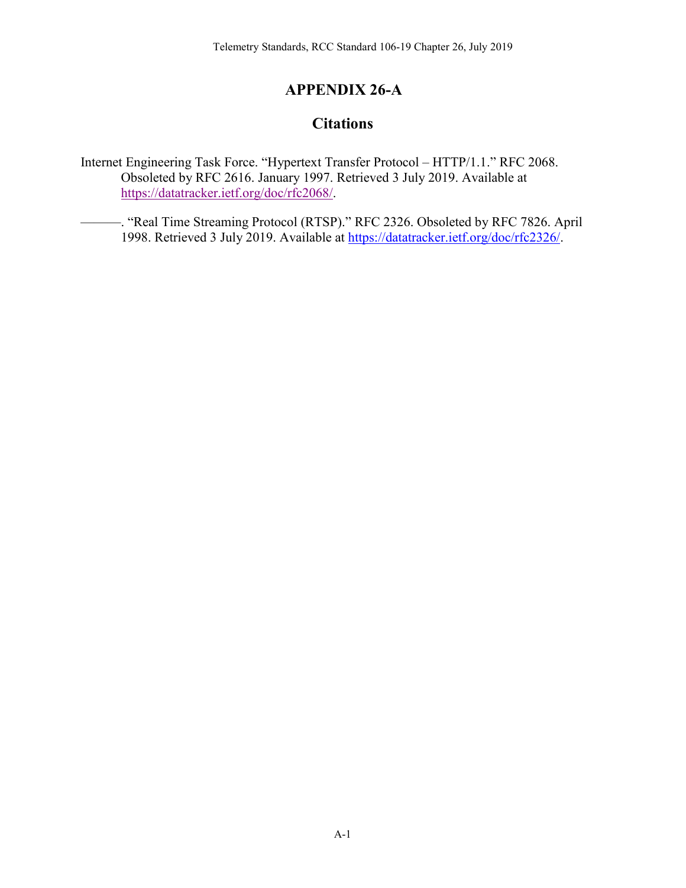# APPENDIX 26-A

## Citations

Internet Engineering Task Force. “Hypertext Transfer Protocol – HTTP/1.1.” RFC 2068. Obsoleted by RFC 2616. January 1997. Retrieved 3 July 2019. Available at https://datatracker.ietf.org/doc/rfc2068/.

———. “Real Time Streaming Protocol (RTSP).” RFC 2326. Obsoleted by RFC 7826. April 1998. Retrieved 3 July 2019. Available at https://datatracker.ietf.org/doc/rfc2326/.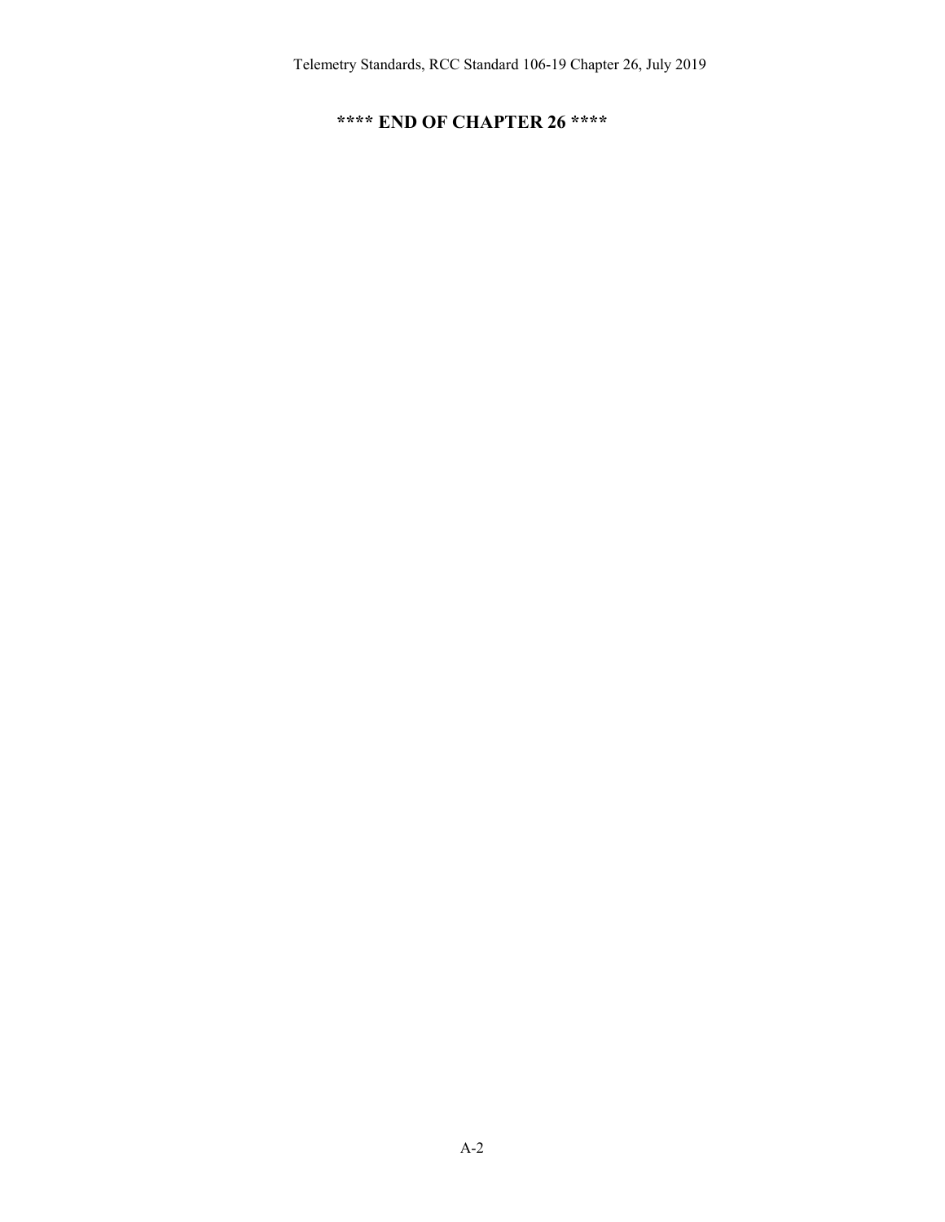**\*\*\*\* END OF CHAPTER 26 \*\*\*\***

**\*\*\*\* END OF CHAPTER 26 \*\*\*\***

**** END OF CHAPTER 26 ****